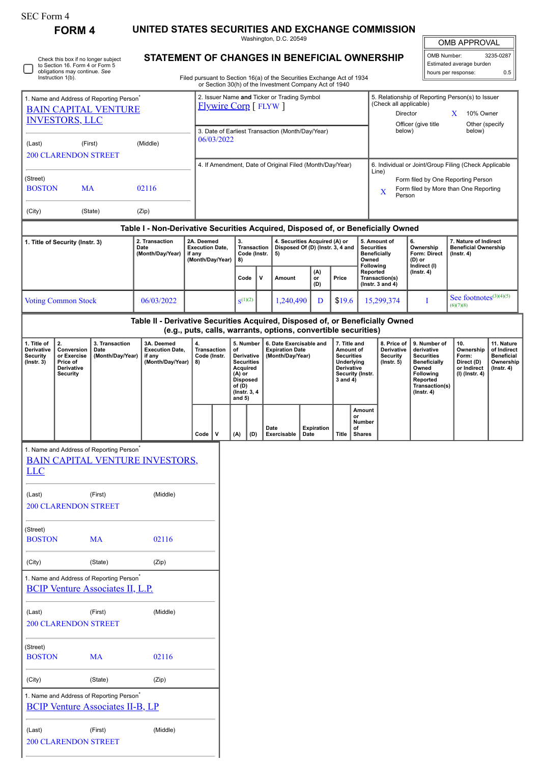SEC Form 4

**FORM 4**

# UNITED STATES SECURITIES AND EXCHANGE COMMISSION

Washington, D.C. 20549

## STATEMENT OF CHANGES IN BENEFICIAL OWNERSHIP

Filed pursuant to Section 16(a) of the Securities Exchange Act of 1934 or Section 30(h) of the Investment Company Act of 1940

| OMB APPROVAL | |
|---|---|
| OMB Number: | 3235-0287 |
| Estimated average burden | |
| hours per response: | 0.5 |

☐ Check this box if no longer subject to Section 16. Form 4 or Form 5 obligations may continue. *See* Instruction 1(b).

1. Name and Address of Reporting Person*
BAIN CAPITAL VENTURE INVESTORS, LLC

(Last) (First) (Middle)
200 CLARENDON STREET

(Street)
BOSTON MA 02116

(City) (State) (Zip)

2. Issuer Name **and** Ticker or Trading Symbol
Flywire Corp [ FLYW ]

3. Date of Earliest Transaction (Month/Day/Year)
06/03/2022

4. If Amendment, Date of Original Filed (Month/Day/Year)

5. Relationship of Reporting Person(s) to Issuer (Check all applicable)
Director
X 10% Owner
Officer (give title below)
Other (specify below)

6. Individual or Joint/Group Filing (Check Applicable Line)
Form filed by One Reporting Person
X Form filed by More than One Reporting Person

### Table I - Non-Derivative Securities Acquired, Disposed of, or Beneficially Owned

| 1. Title of Security (Instr. 3) | 2. Transaction Date (Month/Day/Year) | 2A. Deemed Execution Date, if any (Month/Day/Year) | 3. Transaction Code (Instr. 8) | | 4. Securities Acquired (A) or Disposed Of (D) (Instr. 3, 4 and 5) | | | 5. Amount of Securities Beneficially Owned Following Reported Transaction(s) (Instr. 3 and 4) | 6. Ownership Form: Direct (D) or Indirect (I) (Instr. 4) | 7. Nature of Indirect Beneficial Ownership (Instr. 4) |
|---|---|---|---|---|---|---|---|---|---|---|
| | | | Code | V | Amount | (A) or (D) | Price | | | |
| Voting Common Stock | 06/03/2022 | | S[(1)(2)] | | 1,240,490 | D | $19.6 | 15,299,374 | I | See footnotes[(3)(4)(5)(6)(7)(8)] |

### Table II - Derivative Securities Acquired, Disposed of, or Beneficially Owned (e.g., puts, calls, warrants, options, convertible securities)

| 1. Title of Derivative Security (Instr. 3) | 2. Conversion or Exercise Price of Derivative Security | 3. Transaction Date (Month/Day/Year) | 3A. Deemed Execution Date, if any (Month/Day/Year) | 4. Transaction Code (Instr. 8) | | 5. Number of Derivative Securities Acquired (A) or Disposed of (D) (Instr. 3, 4 and 5) | | 6. Date Exercisable and Expiration Date (Month/Day/Year) | | 7. Title and Amount of Securities Underlying Derivative Security (Instr. 3 and 4) | | 8. Price of Derivative Security (Instr. 5) | 9. Number of derivative Securities Beneficially Owned Following Reported Transaction(s) (Instr. 4) | 10. Ownership Form: Direct (D) or Indirect (I) (Instr. 4) | 11. Nature of Indirect Beneficial Ownership (Instr. 4) |
|---|---|---|---|---|---|---|---|---|---|---|---|---|---|---|---|
| | | | | Code | V | (A) | (D) | Date Exercisable | Expiration Date | Title | Amount or Number of Shares | | | | |

1. Name and Address of Reporting Person*
BAIN CAPITAL VENTURE INVESTORS, LLC

(Last) (First) (Middle)
200 CLARENDON STREET

(Street)
BOSTON MA 02116

(City) (State) (Zip)

1. Name and Address of Reporting Person*
BCIP Venture Associates II, L.P.

(Last) (First) (Middle)
200 CLARENDON STREET

(Street)
BOSTON MA 02116

(City) (State) (Zip)

1. Name and Address of Reporting Person*
BCIP Venture Associates II-B, LP

(Last) (First) (Middle)
200 CLARENDON STREET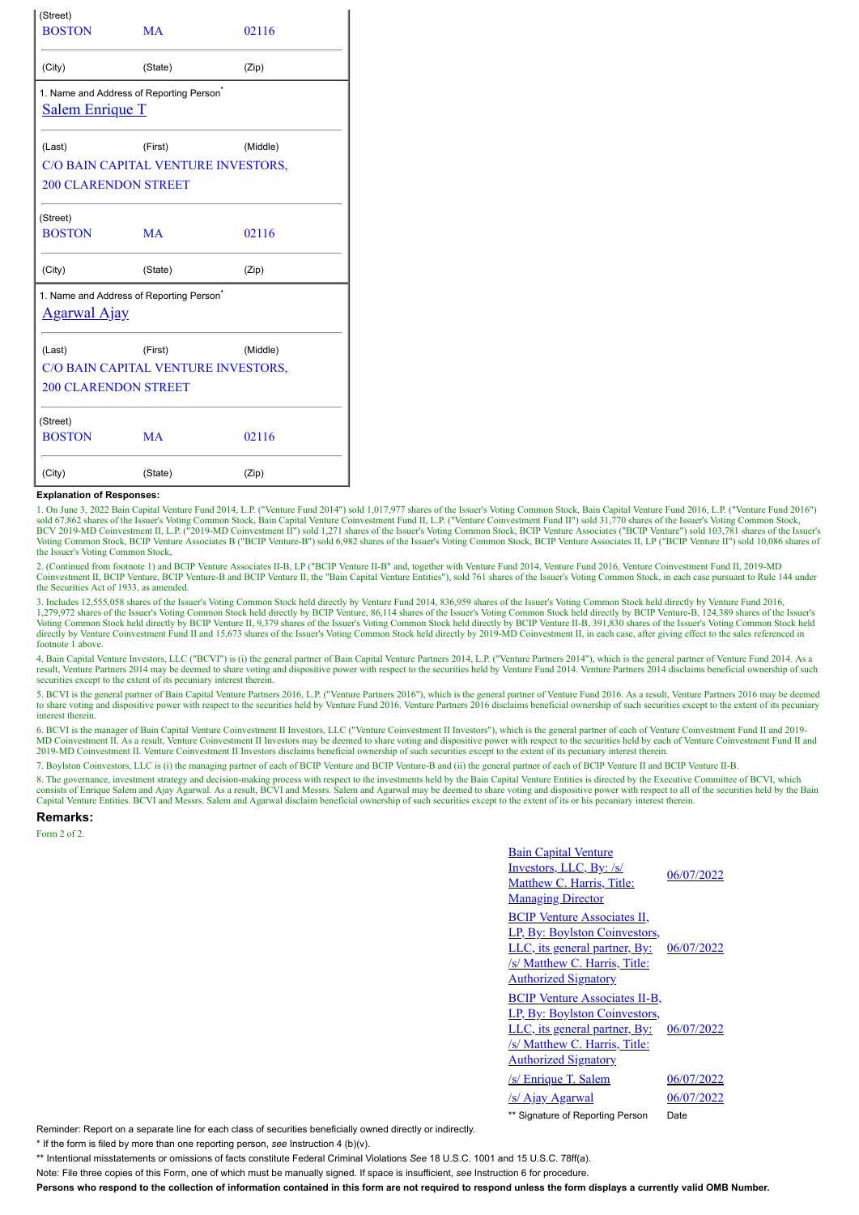(Street)

| BOSTON | MA | 02116 |
|---|---|---|
| (City) | (State) | (Zip) |

1. Name and Address of Reporting Person*

Salem Enrique T

| (Last) | (First) | (Middle) |
|---|---|---|

C/O BAIN CAPITAL VENTURE INVESTORS,
200 CLARENDON STREET

(Street)

| BOSTON | MA | 02116 |
|---|---|---|
| (City) | (State) | (Zip) |

1. Name and Address of Reporting Person*

Agarwal Ajay

| (Last) | (First) | (Middle) |
|---|---|---|

C/O BAIN CAPITAL VENTURE INVESTORS,
200 CLARENDON STREET

(Street)

| BOSTON | MA | 02116 |
|---|---|---|
| (City) | (State) | (Zip) |

**Explanation of Responses:**

1. On June 3, 2022 Bain Capital Venture Fund 2014, L.P. ("Venture Fund 2014") sold 1,017,977 shares of the Issuer's Voting Common Stock, Bain Capital Venture Fund 2016, L.P. ("Venture Fund 2016") sold 67,862 shares of the Issuer's Voting Common Stock, Bain Capital Venture Coinvestment Fund II, L.P. ("Venture Coinvestment Fund II") sold 31,770 shares of the Issuer's Voting Common Stock, BCV 2019-MD Coinvestment II, L.P. ("2019-MD Coinvestment II") sold 1,271 shares of the Issuer's Voting Common Stock, BCIP Venture Associates ("BCIP Venture") sold 103,781 shares of the Issuer's Voting Common Stock, BCIP Venture Associates B ("BCIP Venture-B") sold 6,982 shares of the Issuer's Voting Common Stock, BCIP Venture Associates II, LP ("BCIP Venture II") sold 10,086 shares of the Issuer's Voting Common Stock,

2. (Continued from footnote 1) and BCIP Venture Associates II-B, LP ("BCIP Venture II-B" and, together with Venture Fund 2014, Venture Fund 2016, Venture Coinvestment Fund II, 2019-MD Coinvestment II, BCIP Venture, BCIP Venture-B and BCIP Venture II, the "Bain Capital Venture Entities"), sold 761 shares of the Issuer's Voting Common Stock, in each case pursuant to Rule 144 under the Securities Act of 1933, as amended.

3. Includes 12,555,058 shares of the Issuer's Voting Common Stock held directly by Venture Fund 2014, 836,959 shares of the Issuer's Voting Common Stock held directly by Venture Fund 2016, 1,279,972 shares of the Issuer's Voting Common Stock held directly by BCIP Venture, 86,114 shares of the Issuer's Voting Common Stock held directly by BCIP Venture-B, 124,389 shares of the Issuer's Voting Common Stock held directly by BCIP Venture II, 9,379 shares of the Issuer's Voting Common Stock held directly by BCIP Venture II-B, 391,830 shares of the Issuer's Voting Common Stock held directly by Venture Coinvestment Fund II and 15,673 shares of the Issuer's Voting Common Stock held directly by 2019-MD Coinvestment II, in each case, after giving effect to the sales referenced in footnote 1 above.

4. Bain Capital Venture Investors, LLC ("BCVI") is (i) the general partner of Bain Capital Venture Partners 2014, L.P. ("Venture Partners 2014"), which is the general partner of Venture Fund 2014. As a result, Venture Partners 2014 may be deemed to share voting and dispositive power with respect to the securities held by Venture Fund 2014. Venture Partners 2014 disclaims beneficial ownership of such securities except to the extent of its pecuniary interest therein.

5. BCVI is the general partner of Bain Capital Venture Partners 2016, L.P. ("Venture Partners 2016"), which is the general partner of Venture Fund 2016. As a result, Venture Partners 2016 may be deemed to share voting and dispositive power with respect to the securities held by Venture Fund 2016. Venture Partners 2016 disclaims beneficial ownership of such securities except to the extent of its pecuniary interest therein.

6. BCVI is the manager of Bain Capital Venture Coinvestment II Investors, LLC ("Venture Coinvestment II Investors"), which is the general partner of each of Venture Coinvestment Fund II and 2019-MD Coinvestment II. As a result, Venture Coinvestment II Investors may be deemed to share voting and dispositive power with respect to the securities held by each of Venture Coinvestment Fund II and 2019-MD Coinvestment II. Venture Coinvestment II Investors disclaims beneficial ownership of such securities except to the extent of its pecuniary interest therein.

7. Boylston Coinvestors, LLC is (i) the managing partner of each of BCIP Venture and BCIP Venture-B and (ii) the general partner of each of BCIP Venture II and BCIP Venture II-B.

8. The governance, investment strategy and decision-making process with respect to the investments held by the Bain Capital Venture Entities is directed by the Executive Committee of BCVI, which consists of Enrique Salem and Ajay Agarwal. As a result, BCVI and Messrs. Salem and Agarwal may be deemed to share voting and dispositive power with respect to all of the securities held by the Bain Capital Venture Entities. BCVI and Messrs. Salem and Agarwal disclaim beneficial ownership of such securities except to the extent of its or his pecuniary interest therein.

## Remarks:

Form 2 of 2.

| | |
|---|---|
| Bain Capital Venture Investors, LLC, By: /s/ Matthew C. Harris, Title: Managing Director | 06/07/2022 |
| BCIP Venture Associates II, LP, By: Boylston Coinvestors, LLC, its general partner, By: /s/ Matthew C. Harris, Title: Authorized Signatory | 06/07/2022 |
| BCIP Venture Associates II-B, LP, By: Boylston Coinvestors, LLC, its general partner, By: /s/ Matthew C. Harris, Title: Authorized Signatory | 06/07/2022 |
| /s/ Enrique T. Salem | 06/07/2022 |
| /s/ Ajay Agarwal | 06/07/2022 |
| ** Signature of Reporting Person | Date |

Reminder: Report on a separate line for each class of securities beneficially owned directly or indirectly.

* If the form is filed by more than one reporting person, *see* Instruction 4 (b)(v).

** Intentional misstatements or omissions of facts constitute Federal Criminal Violations *See* 18 U.S.C. 1001 and 15 U.S.C. 78ff(a).

Note: File three copies of this Form, one of which must be manually signed. If space is insufficient, *see* Instruction 6 for procedure.

**Persons who respond to the collection of information contained in this form are not required to respond unless the form displays a currently valid OMB Number.**